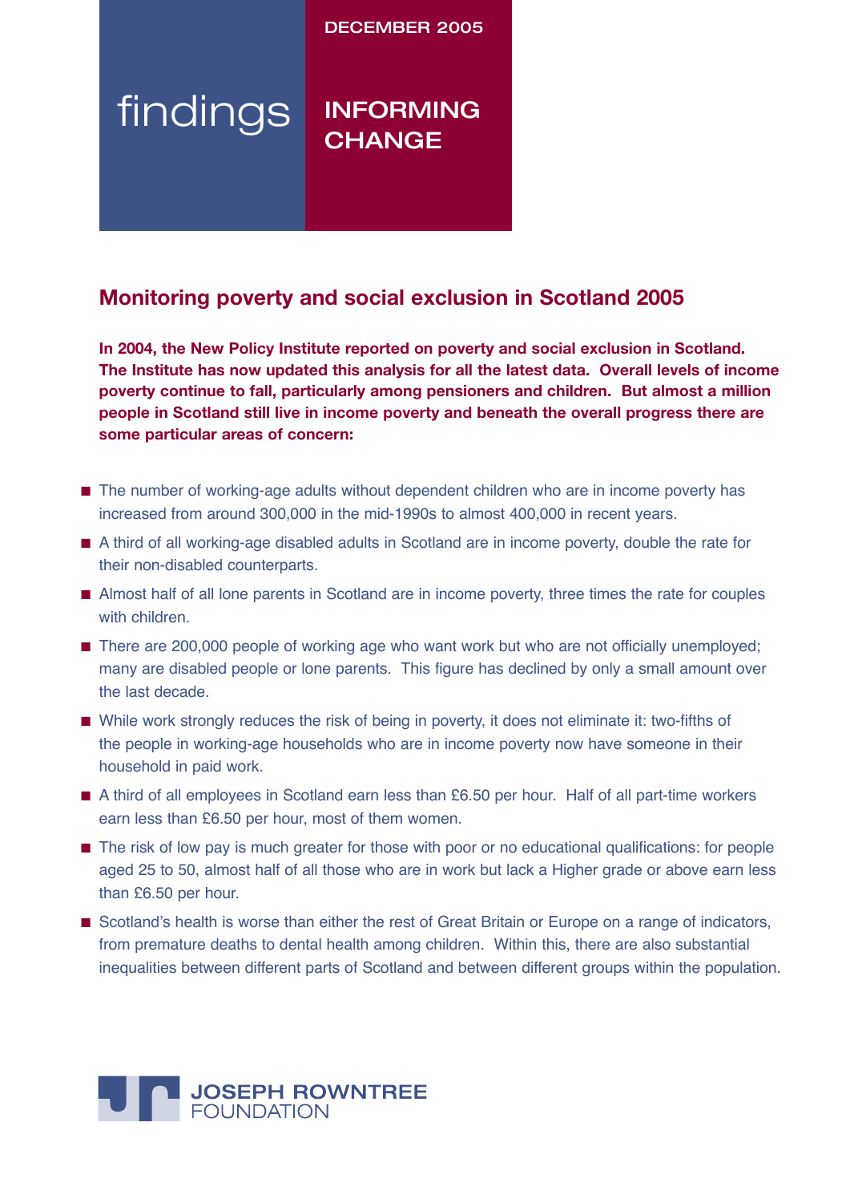DECEMBER 2005

findings

INFORMING CHANGE

# Monitoring poverty and social exclusion in Scotland 2005

**In 2004, the New Policy Institute reported on poverty and social exclusion in Scotland. The Institute has now updated this analysis for all the latest data. Overall levels of income poverty continue to fall, particularly among pensioners and children. But almost a million people in Scotland still live in income poverty and beneath the overall progress there are some particular areas of concern:**

- The number of working-age adults without dependent children who are in income poverty has increased from around 300,000 in the mid-1990s to almost 400,000 in recent years.
- A third of all working-age disabled adults in Scotland are in income poverty, double the rate for their non-disabled counterparts.
- Almost half of all lone parents in Scotland are in income poverty, three times the rate for couples with children.
- There are 200,000 people of working age who want work but who are not officially unemployed; many are disabled people or lone parents. This figure has declined by only a small amount over the last decade.
- While work strongly reduces the risk of being in poverty, it does not eliminate it: two-fifths of the people in working-age households who are in income poverty now have someone in their household in paid work.
- A third of all employees in Scotland earn less than £6.50 per hour. Half of all part-time workers earn less than £6.50 per hour, most of them women.
- The risk of low pay is much greater for those with poor or no educational qualifications: for people aged 25 to 50, almost half of all those who are in work but lack a Higher grade or above earn less than £6.50 per hour.
- Scotland's health is worse than either the rest of Great Britain or Europe on a range of indicators, from premature deaths to dental health among children. Within this, there are also substantial inequalities between different parts of Scotland and between different groups within the population.

JOSEPH ROWNTREE FOUNDATION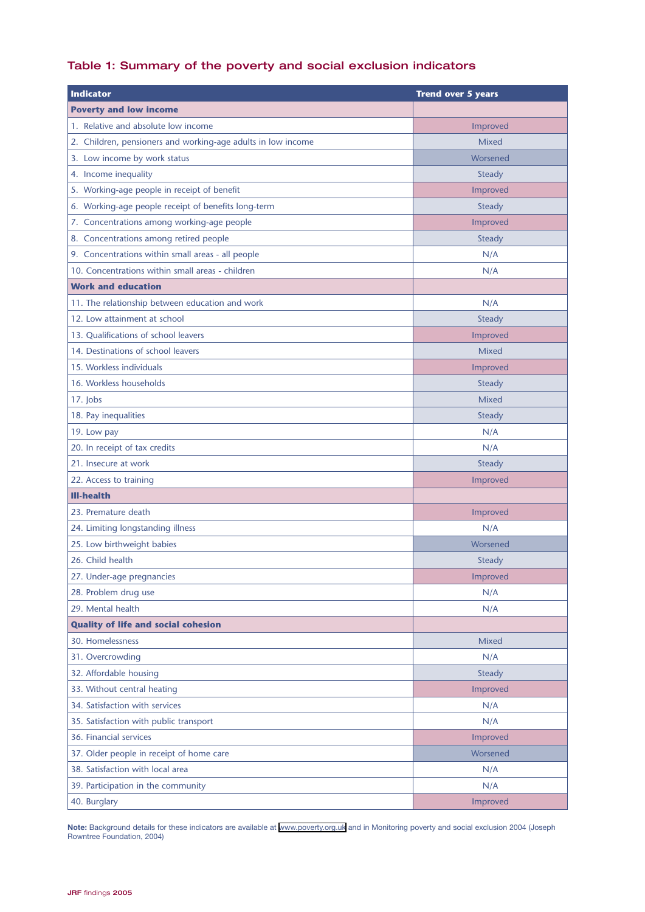## Table 1: Summary of the poverty and social exclusion indicators

| Indicator | Trend over 5 years |
|---|---|
| **Poverty and low income** | |
| 1. Relative and absolute low income | Improved |
| 2. Children, pensioners and working-age adults in low income | Mixed |
| 3. Low income by work status | Worsened |
| 4. Income inequality | Steady |
| 5. Working-age people in receipt of benefit | Improved |
| 6. Working-age people receipt of benefits long-term | Steady |
| 7. Concentrations among working-age people | Improved |
| 8. Concentrations among retired people | Steady |
| 9. Concentrations within small areas - all people | N/A |
| 10. Concentrations within small areas - children | N/A |
| **Work and education** | |
| 11. The relationship between education and work | N/A |
| 12. Low attainment at school | Steady |
| 13. Qualifications of school leavers | Improved |
| 14. Destinations of school leavers | Mixed |
| 15. Workless individuals | Improved |
| 16. Workless households | Steady |
| 17. Jobs | Mixed |
| 18. Pay inequalities | Steady |
| 19. Low pay | N/A |
| 20. In receipt of tax credits | N/A |
| 21. Insecure at work | Steady |
| 22. Access to training | Improved |
| **Ill-health** | |
| 23. Premature death | Improved |
| 24. Limiting longstanding illness | N/A |
| 25. Low birthweight babies | Worsened |
| 26. Child health | Steady |
| 27. Under-age pregnancies | Improved |
| 28. Problem drug use | N/A |
| 29. Mental health | N/A |
| **Quality of life and social cohesion** | |
| 30. Homelessness | Mixed |
| 31. Overcrowding | N/A |
| 32. Affordable housing | Steady |
| 33. Without central heating | Improved |
| 34. Satisfaction with services | N/A |
| 35. Satisfaction with public transport | N/A |
| 36. Financial services | Improved |
| 37. Older people in receipt of home care | Worsened |
| 38. Satisfaction with local area | N/A |
| 39. Participation in the community | N/A |
| 40. Burglary | Improved |

**Note:** Background details for these indicators are available at www.poverty.org.uk and in Monitoring poverty and social exclusion 2004 (Joseph Rowntree Foundation, 2004)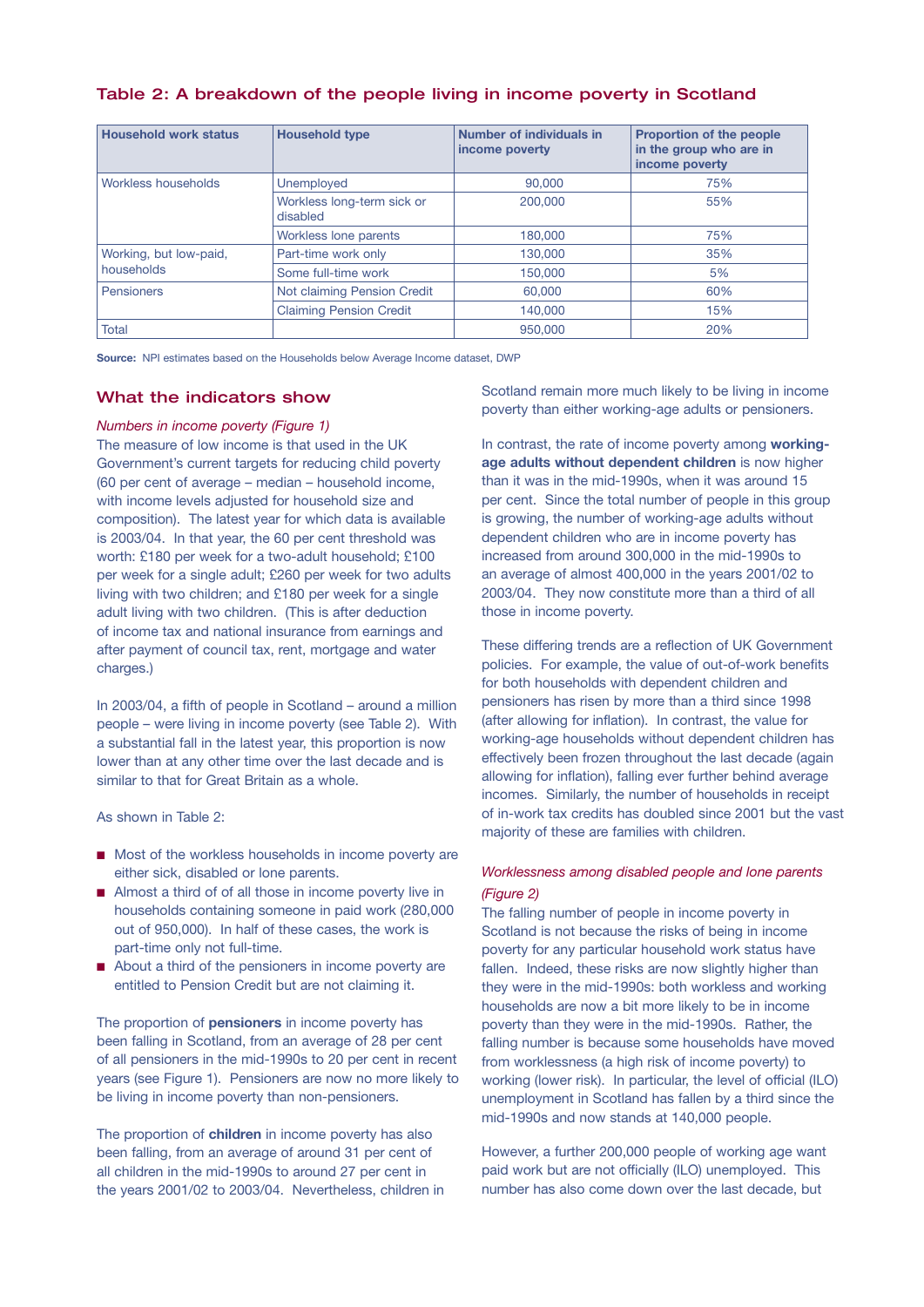## Table 2: A breakdown of the people living in income poverty in Scotland

| Household work status | Household type | Number of individuals in income poverty | Proportion of the people in the group who are in income poverty |
|---|---|---|---|
| Workless households | Unemployed | 90,000 | 75% |
| | Workless long-term sick or disabled | 200,000 | 55% |
| | Workless lone parents | 180,000 | 75% |
| Working, but low-paid, households | Part-time work only | 130,000 | 35% |
| | Some full-time work | 150,000 | 5% |
| Pensioners | Not claiming Pension Credit | 60,000 | 60% |
| | Claiming Pension Credit | 140,000 | 15% |
| Total | | 950,000 | 20% |

**Source:** NPI estimates based on the Households below Average Income dataset, DWP

## What the indicators show

*Numbers in income poverty (Figure 1)*

The measure of low income is that used in the UK Government's current targets for reducing child poverty (60 per cent of average – median – household income, with income levels adjusted for household size and composition). The latest year for which data is available is 2003/04. In that year, the 60 per cent threshold was worth: £180 per week for a two-adult household; £100 per week for a single adult; £260 per week for two adults living with two children; and £180 per week for a single adult living with two children. (This is after deduction of income tax and national insurance from earnings and after payment of council tax, rent, mortgage and water charges.)

In 2003/04, a fifth of people in Scotland – around a million people – were living in income poverty (see Table 2). With a substantial fall in the latest year, this proportion is now lower than at any other time over the last decade and is similar to that for Great Britain as a whole.

As shown in Table 2:

- Most of the workless households in income poverty are either sick, disabled or lone parents.
- Almost a third of of all those in income poverty live in households containing someone in paid work (280,000 out of 950,000). In half of these cases, the work is part-time only not full-time.
- About a third of the pensioners in income poverty are entitled to Pension Credit but are not claiming it.

The proportion of **pensioners** in income poverty has been falling in Scotland, from an average of 28 per cent of all pensioners in the mid-1990s to 20 per cent in recent years (see Figure 1). Pensioners are now no more likely to be living in income poverty than non-pensioners.

The proportion of **children** in income poverty has also been falling, from an average of around 31 per cent of all children in the mid-1990s to around 27 per cent in the years 2001/02 to 2003/04. Nevertheless, children in Scotland remain more much likely to be living in income poverty than either working-age adults or pensioners.

In contrast, the rate of income poverty among **working-age adults without dependent children** is now higher than it was in the mid-1990s, when it was around 15 per cent. Since the total number of people in this group is growing, the number of working-age adults without dependent children who are in income poverty has increased from around 300,000 in the mid-1990s to an average of almost 400,000 in the years 2001/02 to 2003/04. They now constitute more than a third of all those in income poverty.

These differing trends are a reflection of UK Government policies. For example, the value of out-of-work benefits for both households with dependent children and pensioners has risen by more than a third since 1998 (after allowing for inflation). In contrast, the value for working-age households without dependent children has effectively been frozen throughout the last decade (again allowing for inflation), falling ever further behind average incomes. Similarly, the number of households in receipt of in-work tax credits has doubled since 2001 but the vast majority of these are families with children.

*Worklessness among disabled people and lone parents (Figure 2)*

The falling number of people in income poverty in Scotland is not because the risks of being in income poverty for any particular household work status have fallen. Indeed, these risks are now slightly higher than they were in the mid-1990s: both workless and working households are now a bit more likely to be in income poverty than they were in the mid-1990s. Rather, the falling number is because some households have moved from worklessness (a high risk of income poverty) to working (lower risk). In particular, the level of official (ILO) unemployment in Scotland has fallen by a third since the mid-1990s and now stands at 140,000 people.

However, a further 200,000 people of working age want paid work but are not officially (ILO) unemployed. This number has also come down over the last decade, but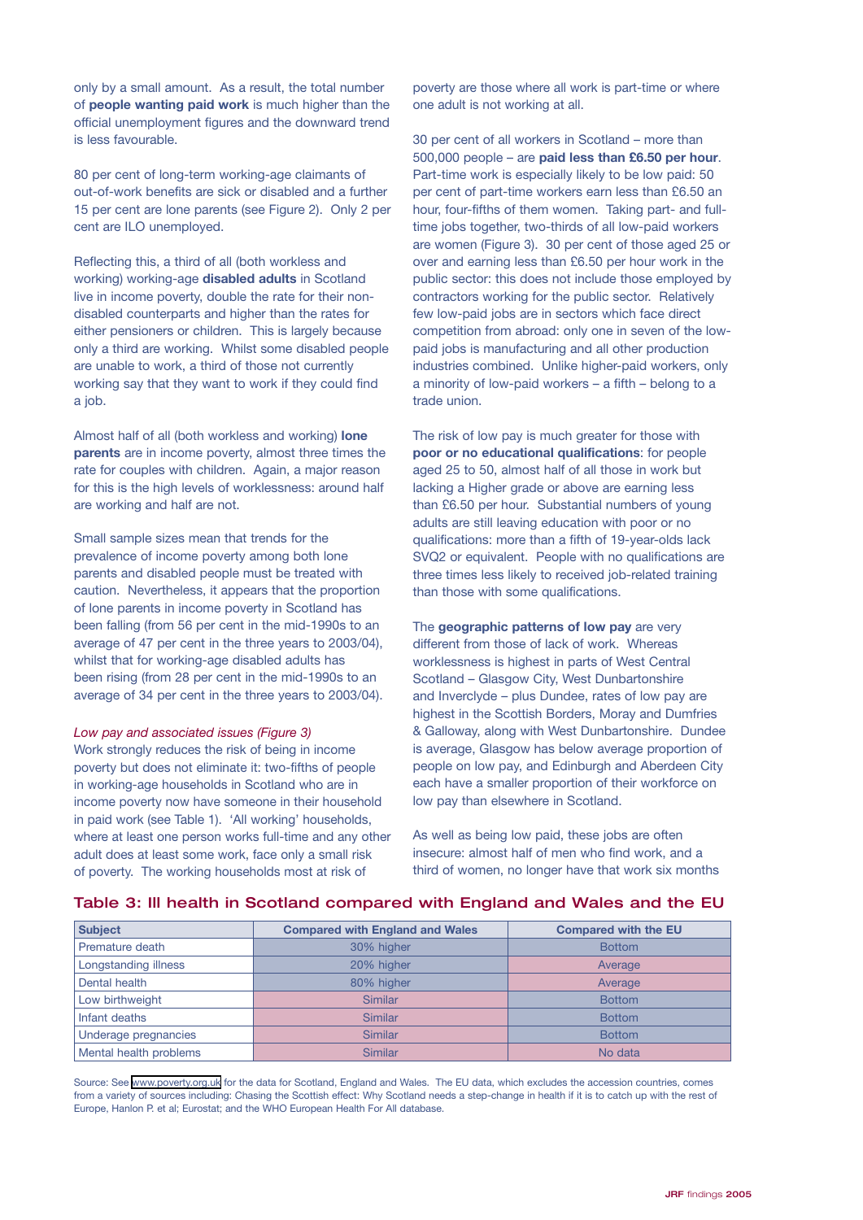only by a small amount. As a result, the total number of **people wanting paid work** is much higher than the official unemployment figures and the downward trend is less favourable.

80 per cent of long-term working-age claimants of out-of-work benefits are sick or disabled and a further 15 per cent are lone parents (see Figure 2). Only 2 per cent are ILO unemployed.

Reflecting this, a third of all (both workless and working) working-age **disabled adults** in Scotland live in income poverty, double the rate for their non-disabled counterparts and higher than the rates for either pensioners or children. This is largely because only a third are working. Whilst some disabled people are unable to work, a third of those not currently working say that they want to work if they could find a job.

Almost half of all (both workless and working) **lone parents** are in income poverty, almost three times the rate for couples with children. Again, a major reason for this is the high levels of worklessness: around half are working and half are not.

Small sample sizes mean that trends for the prevalence of income poverty among both lone parents and disabled people must be treated with caution. Nevertheless, it appears that the proportion of lone parents in income poverty in Scotland has been falling (from 56 per cent in the mid-1990s to an average of 47 per cent in the three years to 2003/04), whilst that for working-age disabled adults has been rising (from 28 per cent in the mid-1990s to an average of 34 per cent in the three years to 2003/04).

*Low pay and associated issues (Figure 3)*

Work strongly reduces the risk of being in income poverty but does not eliminate it: two-fifths of people in working-age households in Scotland who are in income poverty now have someone in their household in paid work (see Table 1). 'All working' households, where at least one person works full-time and any other adult does at least some work, face only a small risk of poverty. The working households most at risk of poverty are those where all work is part-time or where one adult is not working at all.

30 per cent of all workers in Scotland – more than 500,000 people – are **paid less than £6.50 per hour**. Part-time work is especially likely to be low paid: 50 per cent of part-time workers earn less than £6.50 an hour, four-fifths of them women. Taking part- and full-time jobs together, two-thirds of all low-paid workers are women (Figure 3). 30 per cent of those aged 25 or over and earning less than £6.50 per hour work in the public sector: this does not include those employed by contractors working for the public sector. Relatively few low-paid jobs are in sectors which face direct competition from abroad: only one in seven of the low-paid jobs is manufacturing and all other production industries combined. Unlike higher-paid workers, only a minority of low-paid workers – a fifth – belong to a trade union.

The risk of low pay is much greater for those with **poor or no educational qualifications**: for people aged 25 to 50, almost half of all those in work but lacking a Higher grade or above are earning less than £6.50 per hour. Substantial numbers of young adults are still leaving education with poor or no qualifications: more than a fifth of 19-year-olds lack SVQ2 or equivalent. People with no qualifications are three times less likely to received job-related training than those with some qualifications.

The **geographic patterns of low pay** are very different from those of lack of work. Whereas worklessness is highest in parts of West Central Scotland – Glasgow City, West Dunbartonshire and Inverclyde – plus Dundee, rates of low pay are highest in the Scottish Borders, Moray and Dumfries & Galloway, along with West Dunbartonshire. Dundee is average, Glasgow has below average proportion of people on low pay, and Edinburgh and Aberdeen City each have a smaller proportion of their workforce on low pay than elsewhere in Scotland.

As well as being low paid, these jobs are often insecure: almost half of men who find work, and a third of women, no longer have that work six months

## Table 3: Ill health in Scotland compared with England and Wales and the EU

| Subject | Compared with England and Wales | Compared with the EU |
|---|---|---|
| Premature death | 30% higher | Bottom |
| Longstanding illness | 20% higher | Average |
| Dental health | 80% higher | Average |
| Low birthweight | Similar | Bottom |
| Infant deaths | Similar | Bottom |
| Underage pregnancies | Similar | Bottom |
| Mental health problems | Similar | No data |

Source: See www.poverty.org.uk for the data for Scotland, England and Wales. The EU data, which excludes the accession countries, comes from a variety of sources including: Chasing the Scottish effect: Why Scotland needs a step-change in health if it is to catch up with the rest of Europe, Hanlon P. et al; Eurostat; and the WHO European Health For All database.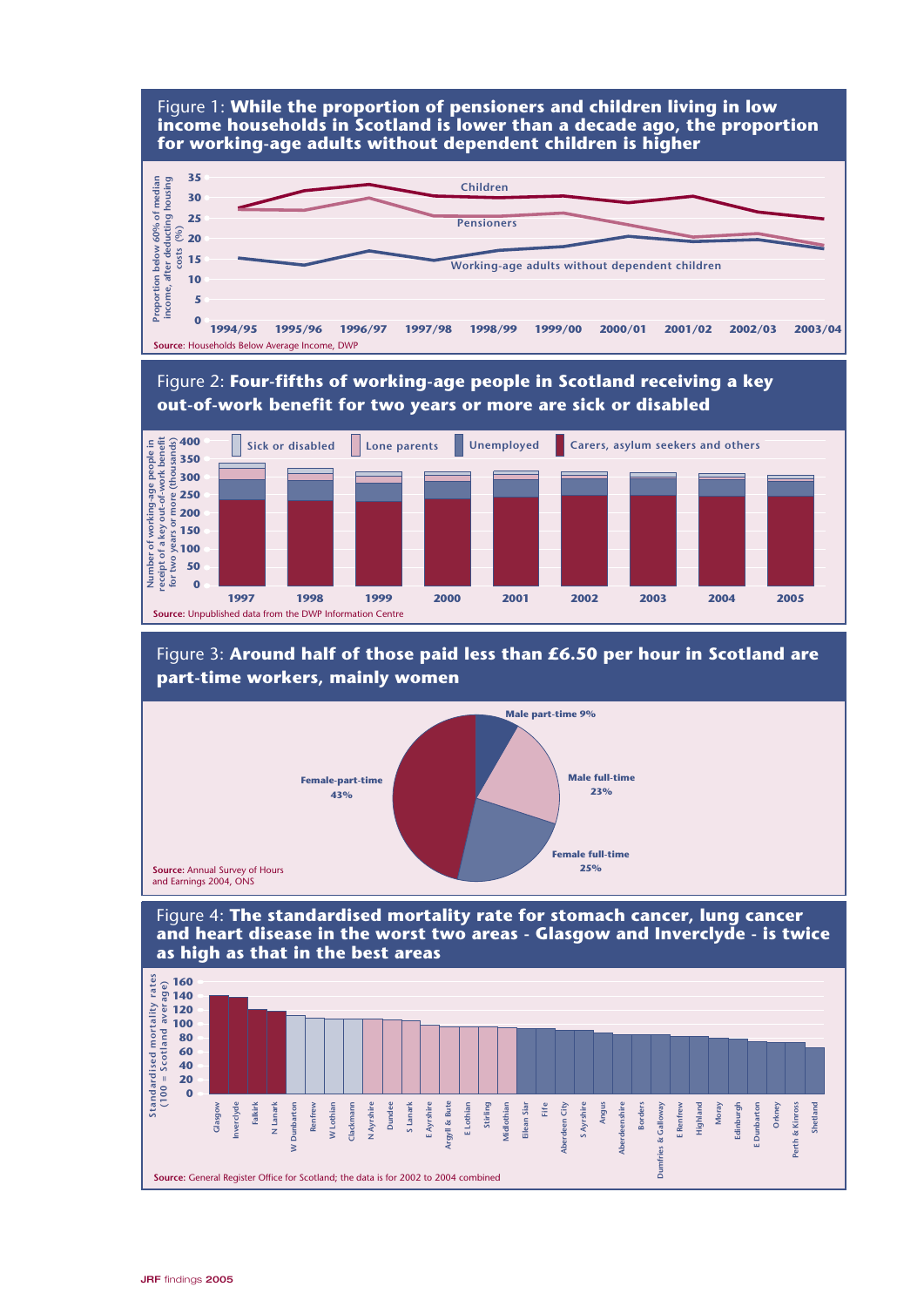Figure 1: **While the proportion of pensioners and children living in low income households in Scotland is lower than a decade ago, the proportion for working-age adults without dependent children is higher**

Proportion below 60% of median income, after deducting housing costs (%)

Children

Pensioners

Working-age adults without dependent children

1994/95 1995/96 1996/97 1997/98 1998/99 1999/00 2000/01 2001/02 2002/03 2003/04

**Source:** Households Below Average Income, DWP

Figure 2: **Four-fifths of working-age people in Scotland receiving a key out-of-work benefit for two years or more are sick or disabled**

Sick or disabled | Lone parents | Unemployed | Carers, asylum seekers and others

Number of working-age people in receipt of a key out-of-work benefit for two years or more (thousands)

1997 1998 1999 2000 2001 2002 2003 2004 2005

**Source:** Unpublished data from the DWP Information Centre

Figure 3: **Around half of those paid less than £6.50 per hour in Scotland are part-time workers, mainly women**

| Category | Share |
|---|---|
| Male part-time | 9% |
| Male full-time | 23% |
| Female full-time | 25% |
| Female-part-time | 43% |

**Source:** Annual Survey of Hours and Earnings 2004, ONS

Figure 4: **The standardised mortality rate for stomach cancer, lung cancer and heart disease in the worst two areas - Glasgow and Inverclyde - is twice as high as that in the best areas**

Standardised mortality rates (100 = Scotland average)

Glasgow, Inverclyde, Falkirk, N Lanark, W Dunbarton, Renfrew, W Lothian, Clackmann, N Ayrshire, Dundee, S Lanark, E Ayrshire, Argyll & Bute, E Lothian, Stirling, Midlothian, Eilean Siar, Fife, Aberdeen City, S Ayrshire, Angus, Aberdeenshire, Borders, Dumfries & Galloway, E Renfrew, Highland, Moray, Edinburgh, E Dunbarton, Orkney, Perth & Kinross, Shetland

**Source:** General Register Office for Scotland; the data is for 2002 to 2004 combined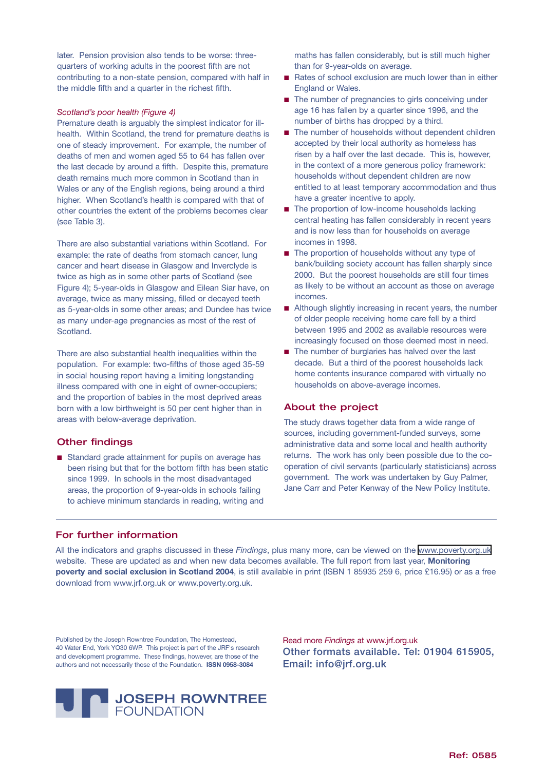later. Pension provision also tends to be worse: three-quarters of working adults in the poorest fifth are not contributing to a non-state pension, compared with half in the middle fifth and a quarter in the richest fifth.

*Scotland's poor health (Figure 4)*

Premature death is arguably the simplest indicator for ill-health. Within Scotland, the trend for premature deaths is one of steady improvement. For example, the number of deaths of men and women aged 55 to 64 has fallen over the last decade by around a fifth. Despite this, premature death remains much more common in Scotland than in Wales or any of the English regions, being around a third higher. When Scotland's health is compared with that of other countries the extent of the problems becomes clear (see Table 3).

There are also substantial variations within Scotland. For example: the rate of deaths from stomach cancer, lung cancer and heart disease in Glasgow and Inverclyde is twice as high as in some other parts of Scotland (see Figure 4); 5-year-olds in Glasgow and Eilean Siar have, on average, twice as many missing, filled or decayed teeth as 5-year-olds in some other areas; and Dundee has twice as many under-age pregnancies as most of the rest of Scotland.

There are also substantial health inequalities within the population. For example: two-fifths of those aged 35-59 in social housing report having a limiting longstanding illness compared with one in eight of owner-occupiers; and the proportion of babies in the most deprived areas born with a low birthweight is 50 per cent higher than in areas with below-average deprivation.

## Other findings

- Standard grade attainment for pupils on average has been rising but that for the bottom fifth has been static since 1999. In schools in the most disadvantaged areas, the proportion of 9-year-olds in schools failing to achieve minimum standards in reading, writing and maths has fallen considerably, but is still much higher than for 9-year-olds on average.
- Rates of school exclusion are much lower than in either England or Wales.
- The number of pregnancies to girls conceiving under age 16 has fallen by a quarter since 1996, and the number of births has dropped by a third.
- The number of households without dependent children accepted by their local authority as homeless has risen by a half over the last decade. This is, however, in the context of a more generous policy framework: households without dependent children are now entitled to at least temporary accommodation and thus have a greater incentive to apply.
- The proportion of low-income households lacking central heating has fallen considerably in recent years and is now less than for households on average incomes in 1998.
- The proportion of households without any type of bank/building society account has fallen sharply since 2000. But the poorest households are still four times as likely to be without an account as those on average incomes.
- Although slightly increasing in recent years, the number of older people receiving home care fell by a third between 1995 and 2002 as available resources were increasingly focused on those deemed most in need.
- The number of burglaries has halved over the last decade. But a third of the poorest households lack home contents insurance compared with virtually no households on above-average incomes.

## About the project

The study draws together data from a wide range of sources, including government-funded surveys, some administrative data and some local and health authority returns. The work has only been possible due to the co-operation of civil servants (particularly statisticians) across government. The work was undertaken by Guy Palmer, Jane Carr and Peter Kenway of the New Policy Institute.

## For further information

All the indicators and graphs discussed in these *Findings*, plus many more, can be viewed on the www.poverty.org.uk website. These are updated as and when new data becomes available. The full report from last year, **Monitoring poverty and social exclusion in Scotland 2004**, is still available in print (ISBN 1 85935 259 6, price £16.95) or as a free download from www.jrf.org.uk or www.poverty.org.uk.

Published by the Joseph Rowntree Foundation, The Homestead, 40 Water End, York YO30 6WP. This project is part of the JRF's research and development programme. These findings, however, are those of the authors and not necessarily those of the Foundation. **ISSN 0958-3084**

Read more *Findings* at www.jrf.org.uk

Other formats available. Tel: 01904 615905, Email: info@jrf.org.uk

JOSEPH ROWNTREE FOUNDATION

Ref: 0585